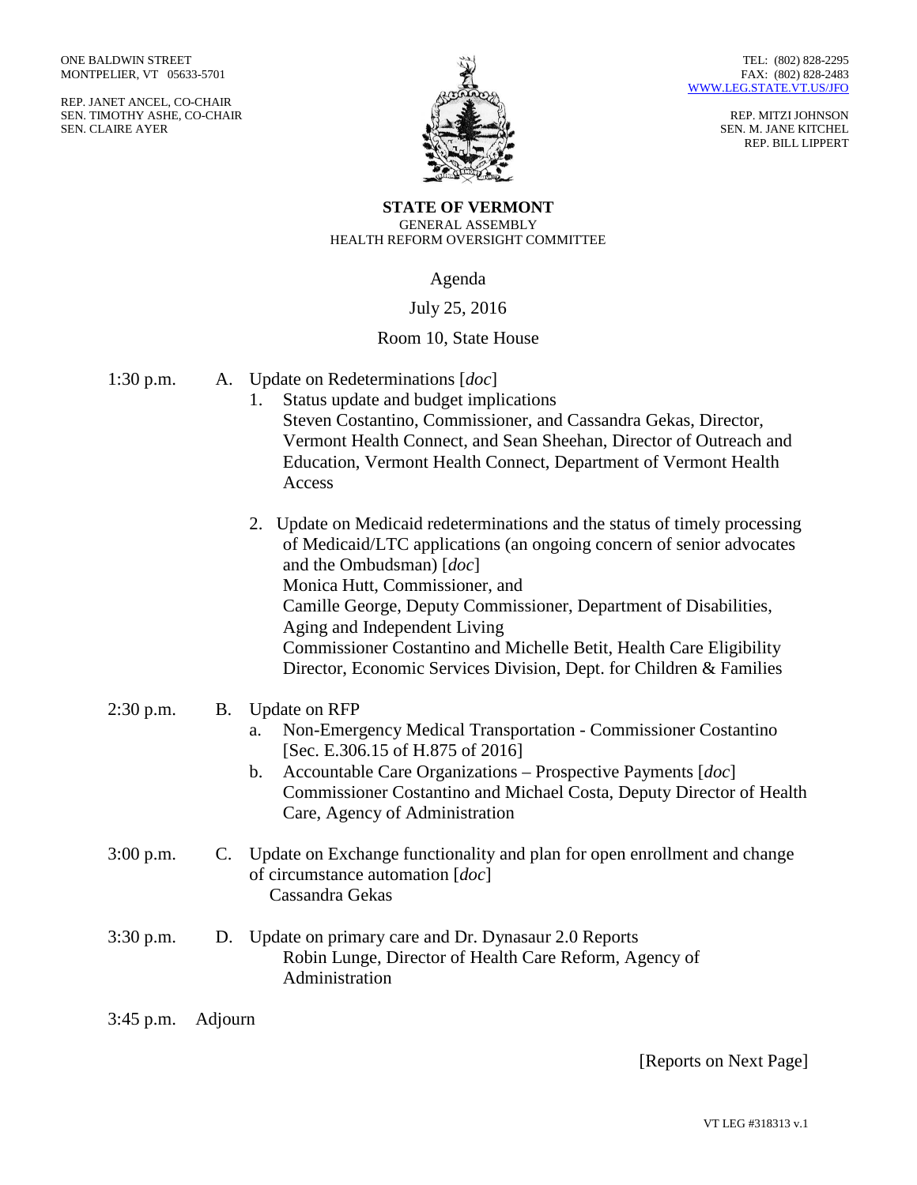ONE BALDWIN STREET
MONTPELIER, VT 05633-5701

REP. JANET ANCEL, CO-CHAIR
SEN. TIMOTHY ASHE, CO-CHAIR
SEN. CLAIRE AYER

TEL: (802) 828-2295
FAX: (802) 828-2483
WWW.LEG.STATE.VT.US/JFO

REP. MITZI JOHNSON
SEN. M. JANE KITCHEL
REP. BILL LIPPERT

**STATE OF VERMONT**
GENERAL ASSEMBLY
HEALTH REFORM OVERSIGHT COMMITTEE

Agenda

July 25, 2016

Room 10, State House

1:30 p.m. A. Update on Redeterminations [*doc*]

1. Status update and budget implications
   Steven Costantino, Commissioner, and Cassandra Gekas, Director, Vermont Health Connect, and Sean Sheehan, Director of Outreach and Education, Vermont Health Connect, Department of Vermont Health Access

2. Update on Medicaid redeterminations and the status of timely processing of Medicaid/LTC applications (an ongoing concern of senior advocates and the Ombudsman) [*doc*]
   Monica Hutt, Commissioner, and
   Camille George, Deputy Commissioner, Department of Disabilities, Aging and Independent Living
   Commissioner Costantino and Michelle Betit, Health Care Eligibility Director, Economic Services Division, Dept. for Children & Families

2:30 p.m. B. Update on RFP

a. Non-Emergency Medical Transportation - Commissioner Costantino [Sec. E.306.15 of H.875 of 2016]
b. Accountable Care Organizations – Prospective Payments [*doc*]
   Commissioner Costantino and Michael Costa, Deputy Director of Health Care, Agency of Administration

3:00 p.m. C. Update on Exchange functionality and plan for open enrollment and change of circumstance automation [*doc*]
Cassandra Gekas

3:30 p.m. D. Update on primary care and Dr. Dynasaur 2.0 Reports
Robin Lunge, Director of Health Care Reform, Agency of Administration

3:45 p.m. Adjourn

[Reports on Next Page]

VT LEG #318313 v.1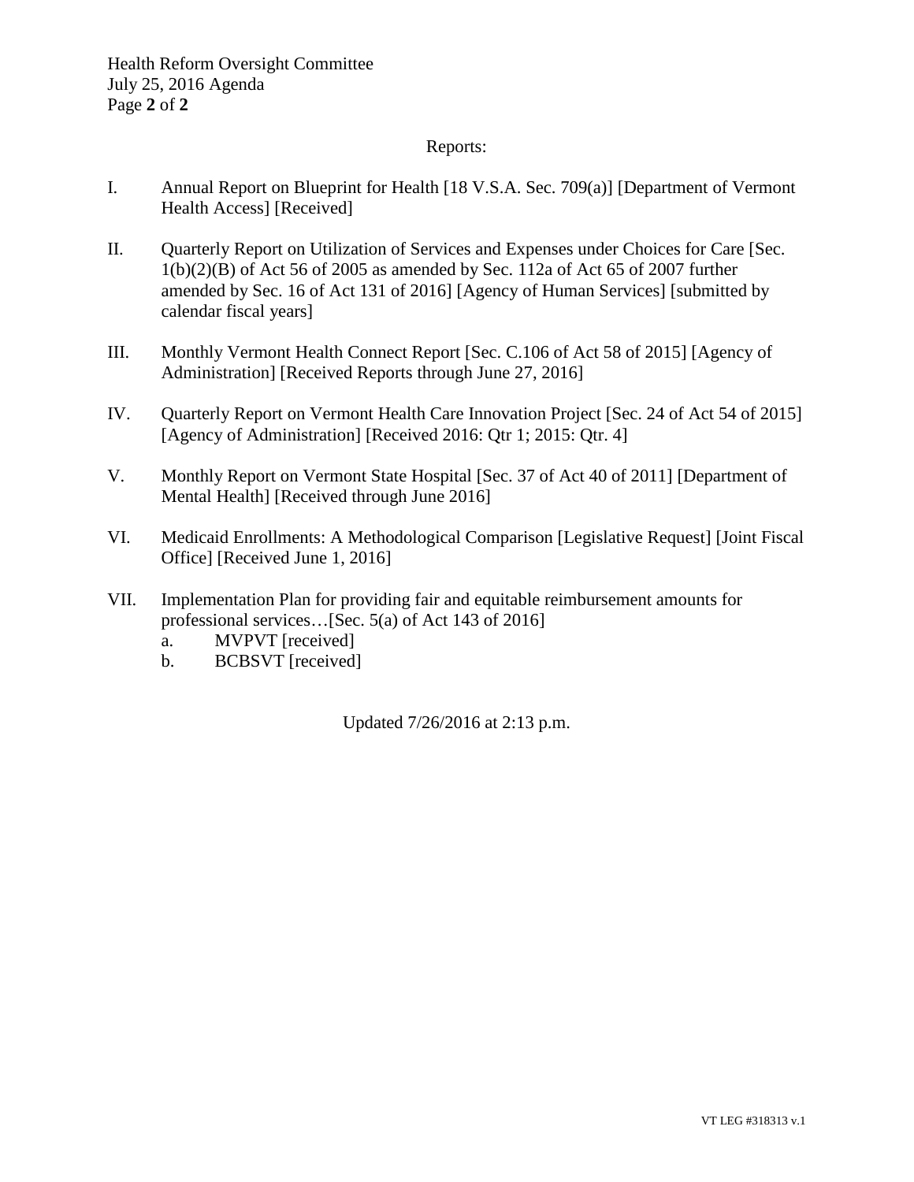Reports:

I. Annual Report on Blueprint for Health [18 V.S.A. Sec. 709(a)] [Department of Vermont Health Access] [Received]

II. Quarterly Report on Utilization of Services and Expenses under Choices for Care [Sec. 1(b)(2)(B) of Act 56 of 2005 as amended by Sec. 112a of Act 65 of 2007 further amended by Sec. 16 of Act 131 of 2016] [Agency of Human Services] [submitted by calendar fiscal years]

III. Monthly Vermont Health Connect Report [Sec. C.106 of Act 58 of 2015] [Agency of Administration] [Received Reports through June 27, 2016]

IV. Quarterly Report on Vermont Health Care Innovation Project [Sec. 24 of Act 54 of 2015] [Agency of Administration] [Received 2016: Qtr 1; 2015: Qtr. 4]

V. Monthly Report on Vermont State Hospital [Sec. 37 of Act 40 of 2011] [Department of Mental Health] [Received through June 2016]

VI. Medicaid Enrollments: A Methodological Comparison [Legislative Request] [Joint Fiscal Office] [Received June 1, 2016]

VII. Implementation Plan for providing fair and equitable reimbursement amounts for professional services…[Sec. 5(a) of Act 143 of 2016]
   a. MVPVT [received]
   b. BCBSVT [received]

Updated 7/26/2016 at 2:13 p.m.

VT LEG #318313 v.1